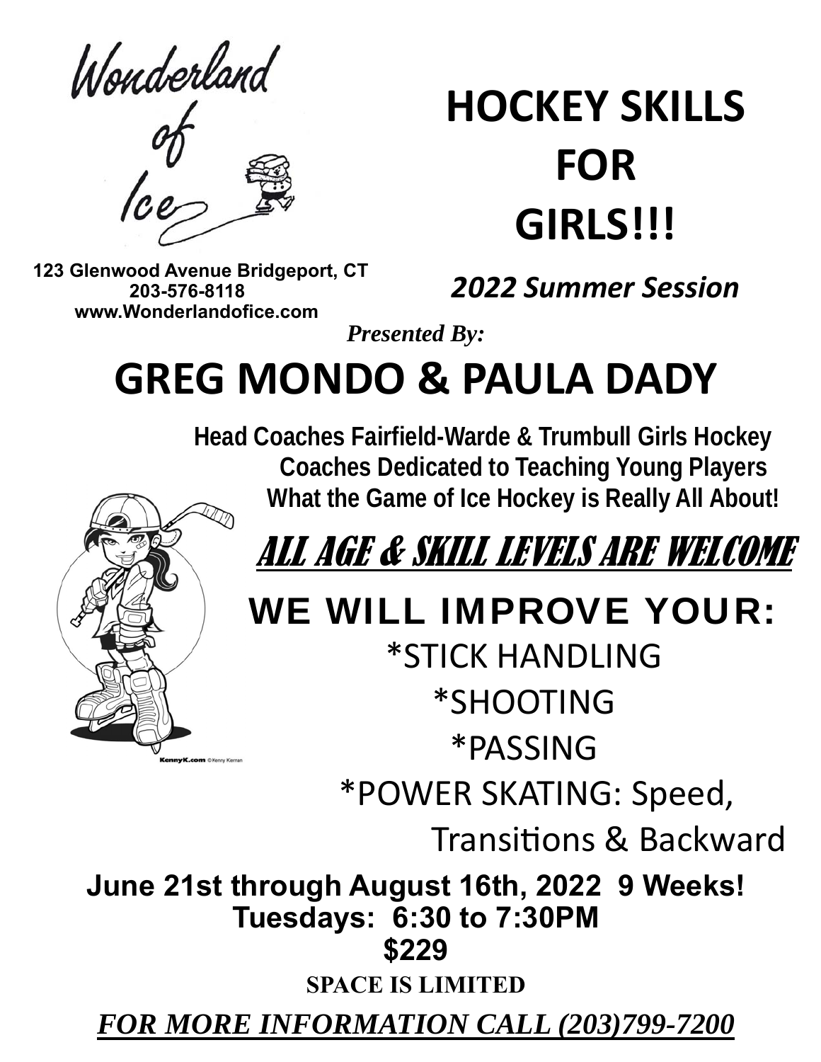Wonderland of Ice

123 Glenwood Avenue Bridgeport, CT
203-576-8118
www.Wonderlandofice.com

# HOCKEY SKILLS FOR GIRLS!!!

***2022 Summer Session***

*Presented By:*

# GREG MONDO & PAULA DADY

**Head Coaches Fairfield-Warde & Trumbull Girls Hockey**
**Coaches Dedicated to Teaching Young Players**
**What the Game of Ice Hockey is Really All About!**

***ALL AGE & SKILL LEVELS ARE WELCOME***

## WE WILL IMPROVE YOUR:

*STICK HANDLING

*SHOOTING

*PASSING

*POWER SKATING: Speed, Transitions & Backward

KennyK.com ©Kenny Kiernan

**June 21st through August 16th, 2022 9 Weeks!**
**Tuesdays: 6:30 to 7:30PM**
**$229**

**SPACE IS LIMITED**

***FOR MORE INFORMATION CALL (203)799-7200***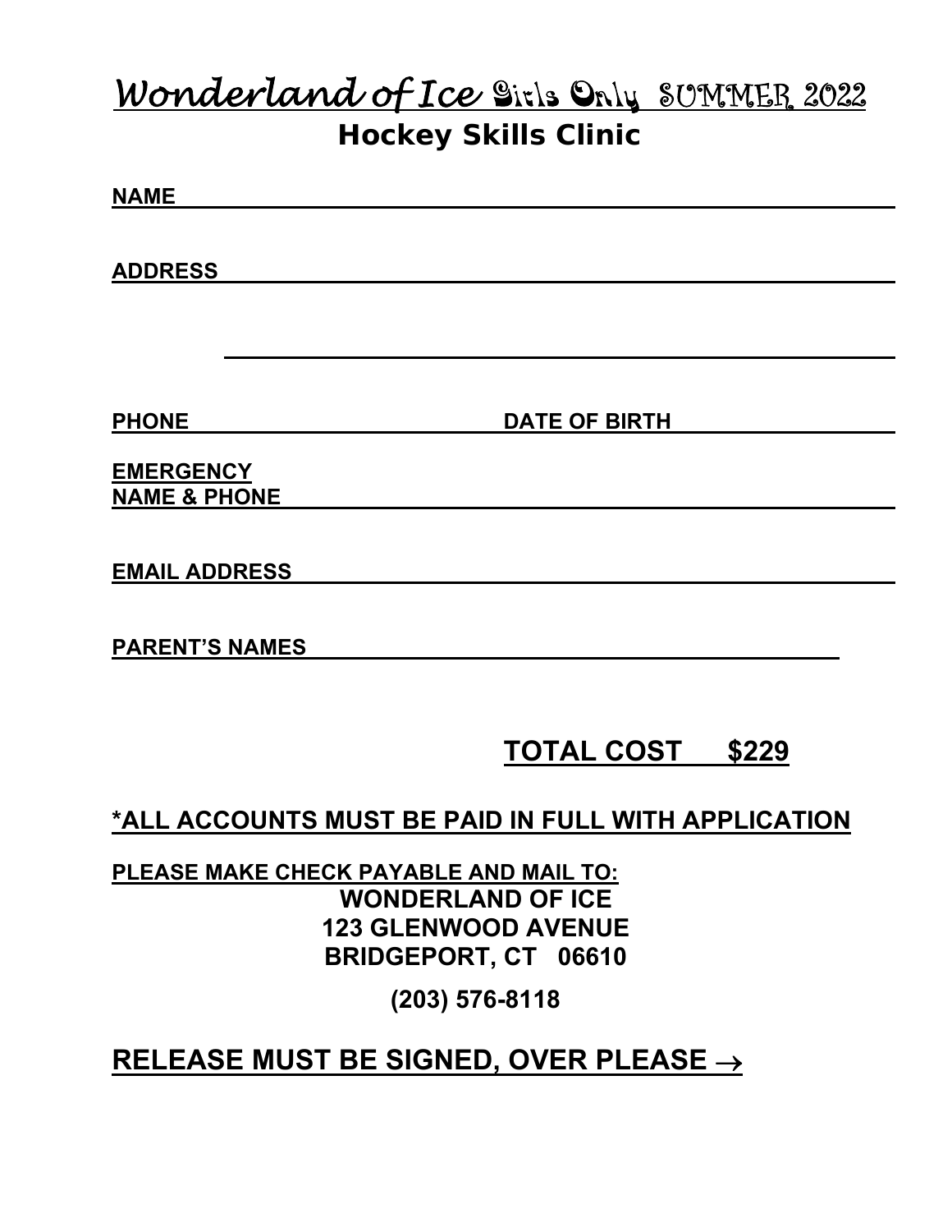# Wonderland of Ice Girls Only SUMMER 2022

## Hockey Skills Clinic

**NAME** ____________________________________________

**ADDRESS** ____________________________________________

____________________________________________

**PHONE** ____________________ **DATE OF BIRTH** ____________________

**EMERGENCY NAME & PHONE** ____________________________________________

**EMAIL ADDRESS** ____________________________________________

**PARENT'S NAMES** ____________________________________________

**TOTAL COST $229**

**\*ALL ACCOUNTS MUST BE PAID IN FULL WITH APPLICATION**

**PLEASE MAKE CHECK PAYABLE AND MAIL TO:**

**WONDERLAND OF ICE**
**123 GLENWOOD AVENUE**
**BRIDGEPORT, CT 06610**

**(203) 576-8118**

**RELEASE MUST BE SIGNED, OVER PLEASE →**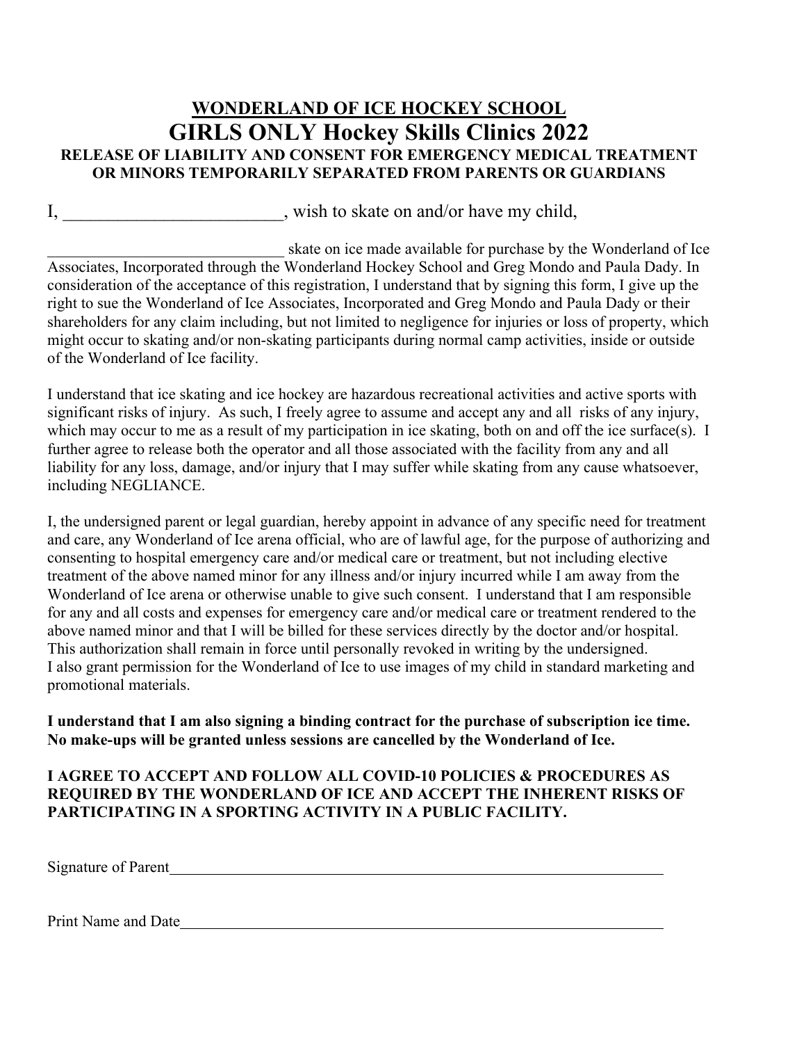## WONDERLAND OF ICE HOCKEY SCHOOL

# GIRLS ONLY Hockey Skills Clinics 2022

### RELEASE OF LIABILITY AND CONSENT FOR EMERGENCY MEDICAL TREATMENT OR MINORS TEMPORARILY SEPARATED FROM PARENTS OR GUARDIANS

I, ________________________, wish to skate on and/or have my child,

_____________________________ skate on ice made available for purchase by the Wonderland of Ice Associates, Incorporated through the Wonderland Hockey School and Greg Mondo and Paula Dady. In consideration of the acceptance of this registration, I understand that by signing this form, I give up the right to sue the Wonderland of Ice Associates, Incorporated and Greg Mondo and Paula Dady or their shareholders for any claim including, but not limited to negligence for injuries or loss of property, which might occur to skating and/or non-skating participants during normal camp activities, inside or outside of the Wonderland of Ice facility.

I understand that ice skating and ice hockey are hazardous recreational activities and active sports with significant risks of injury. As such, I freely agree to assume and accept any and all risks of any injury, which may occur to me as a result of my participation in ice skating, both on and off the ice surface(s). I further agree to release both the operator and all those associated with the facility from any and all liability for any loss, damage, and/or injury that I may suffer while skating from any cause whatsoever, including NEGLIANCE.

I, the undersigned parent or legal guardian, hereby appoint in advance of any specific need for treatment and care, any Wonderland of Ice arena official, who are of lawful age, for the purpose of authorizing and consenting to hospital emergency care and/or medical care or treatment, but not including elective treatment of the above named minor for any illness and/or injury incurred while I am away from the Wonderland of Ice arena or otherwise unable to give such consent. I understand that I am responsible for any and all costs and expenses for emergency care and/or medical care or treatment rendered to the above named minor and that I will be billed for these services directly by the doctor and/or hospital. This authorization shall remain in force until personally revoked in writing by the undersigned.
I also grant permission for the Wonderland of Ice to use images of my child in standard marketing and promotional materials.

**I understand that I am also signing a binding contract for the purchase of subscription ice time. No make-ups will be granted unless sessions are cancelled by the Wonderland of Ice.**

**I AGREE TO ACCEPT AND FOLLOW ALL COVID-10 POLICIES & PROCEDURES AS REQUIRED BY THE WONDERLAND OF ICE AND ACCEPT THE INHERENT RISKS OF PARTICIPATING IN A SPORTING ACTIVITY IN A PUBLIC FACILITY.**

Signature of Parent_______________________________________________________________

Print Name and Date_______________________________________________________________